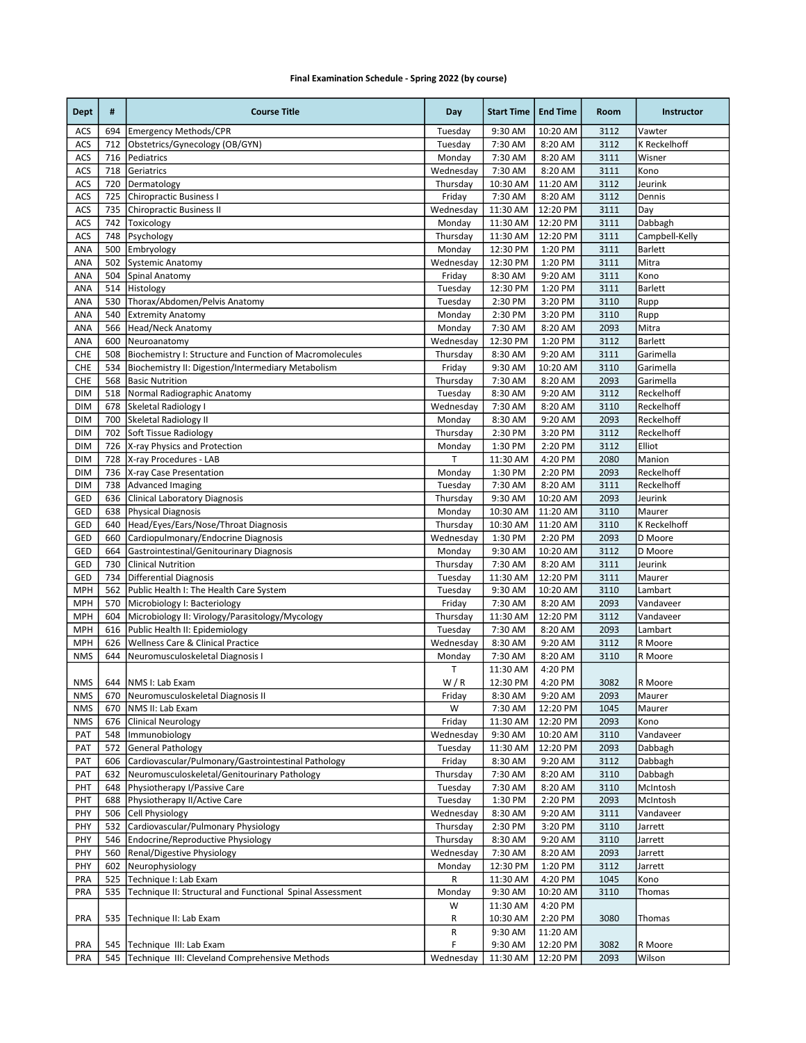**Final Examination Schedule - Spring 2022 (by course)**

| Dept | # | Course Title | Day | Start Time | End Time | Room | Instructor |
|---|---|---|---|---|---|---|---|
| ACS | 694 | Emergency Methods/CPR | Tuesday | 9:30 AM | 10:20 AM | 3112 | Vawter |
| ACS | 712 | Obstetrics/Gynecology (OB/GYN) | Tuesday | 7:30 AM | 8:20 AM | 3112 | K Reckelhoff |
| ACS | 716 | Pediatrics | Monday | 7:30 AM | 8:20 AM | 3111 | Wisner |
| ACS | 718 | Geriatrics | Wednesday | 7:30 AM | 8:20 AM | 3111 | Kono |
| ACS | 720 | Dermatology | Thursday | 10:30 AM | 11:20 AM | 3112 | Jeurink |
| ACS | 725 | Chiropractic Business I | Friday | 7:30 AM | 8:20 AM | 3112 | Dennis |
| ACS | 735 | Chiropractic Business II | Wednesday | 11:30 AM | 12:20 PM | 3111 | Day |
| ACS | 742 | Toxicology | Monday | 11:30 AM | 12:20 PM | 3111 | Dabbagh |
| ACS | 748 | Psychology | Thursday | 11:30 AM | 12:20 PM | 3111 | Campbell-Kelly |
| ANA | 500 | Embryology | Monday | 12:30 PM | 1:20 PM | 3111 | Barlett |
| ANA | 502 | Systemic Anatomy | Wednesday | 12:30 PM | 1:20 PM | 3111 | Mitra |
| ANA | 504 | Spinal Anatomy | Friday | 8:30 AM | 9:20 AM | 3111 | Kono |
| ANA | 514 | Histology | Tuesday | 12:30 PM | 1:20 PM | 3111 | Barlett |
| ANA | 530 | Thorax/Abdomen/Pelvis Anatomy | Tuesday | 2:30 PM | 3:20 PM | 3110 | Rupp |
| ANA | 540 | Extremity Anatomy | Monday | 2:30 PM | 3:20 PM | 3110 | Rupp |
| ANA | 566 | Head/Neck Anatomy | Monday | 7:30 AM | 8:20 AM | 2093 | Mitra |
| ANA | 600 | Neuroanatomy | Wednesday | 12:30 PM | 1:20 PM | 3112 | Barlett |
| CHE | 508 | Biochemistry I: Structure and Function of Macromolecules | Thursday | 8:30 AM | 9:20 AM | 3111 | Garimella |
| CHE | 534 | Biochemistry II: Digestion/Intermediary Metabolism | Friday | 9:30 AM | 10:20 AM | 3110 | Garimella |
| CHE | 568 | Basic Nutrition | Thursday | 7:30 AM | 8:20 AM | 2093 | Garimella |
| DIM | 518 | Normal Radiographic Anatomy | Tuesday | 8:30 AM | 9:20 AM | 3112 | Reckelhoff |
| DIM | 678 | Skeletal Radiology I | Wednesday | 7:30 AM | 8:20 AM | 3110 | Reckelhoff |
| DIM | 700 | Skeletal Radiology II | Monday | 8:30 AM | 9:20 AM | 2093 | Reckelhoff |
| DIM | 702 | Soft Tissue Radiology | Thursday | 2:30 PM | 3:20 PM | 3112 | Reckelhoff |
| DIM | 726 | X-ray Physics and Protection | Monday | 1:30 PM | 2:20 PM | 3112 | Elliot |
| DIM | 728 | X-ray Procedures - LAB | T | 11:30 AM | 4:20 PM | 2080 | Manion |
| DIM | 736 | X-ray Case Presentation | Monday | 1:30 PM | 2:20 PM | 2093 | Reckelhoff |
| DIM | 738 | Advanced Imaging | Tuesday | 7:30 AM | 8:20 AM | 3111 | Reckelhoff |
| GED | 636 | Clinical Laboratory Diagnosis | Thursday | 9:30 AM | 10:20 AM | 2093 | Jeurink |
| GED | 638 | Physical Diagnosis | Monday | 10:30 AM | 11:20 AM | 3110 | Maurer |
| GED | 640 | Head/Eyes/Ears/Nose/Throat Diagnosis | Thursday | 10:30 AM | 11:20 AM | 3110 | K Reckelhoff |
| GED | 660 | Cardiopulmonary/Endocrine Diagnosis | Wednesday | 1:30 PM | 2:20 PM | 2093 | D Moore |
| GED | 664 | Gastrointestinal/Genitourinary Diagnosis | Monday | 9:30 AM | 10:20 AM | 3112 | D Moore |
| GED | 730 | Clinical Nutrition | Thursday | 7:30 AM | 8:20 AM | 3111 | Jeurink |
| GED | 734 | Differential Diagnosis | Tuesday | 11:30 AM | 12:20 PM | 3111 | Maurer |
| MPH | 562 | Public Health I: The Health Care System | Tuesday | 9:30 AM | 10:20 AM | 3110 | Lambart |
| MPH | 570 | Microbiology I: Bacteriology | Friday | 7:30 AM | 8:20 AM | 2093 | Vandaveer |
| MPH | 604 | Microbiology II: Virology/Parasitology/Mycology | Thursday | 11:30 AM | 12:20 PM | 3112 | Vandaveer |
| MPH | 616 | Public Health II: Epidemiology | Tuesday | 7:30 AM | 8:20 AM | 2093 | Lambart |
| MPH | 626 | Wellness Care & Clinical Practice | Wednesday | 8:30 AM | 9:20 AM | 3112 | R Moore |
| NMS | 644 | Neuromusculoskeletal Diagnosis I | Monday | 7:30 AM | 8:20 AM | 3110 | R Moore |
| NMS | 644 | NMS I: Lab Exam | T<br>W / R | 11:30 AM<br>12:30 PM | 4:20 PM<br>4:20 PM | 3082 | R Moore |
| NMS | 670 | Neuromusculoskeletal Diagnosis II | Friday | 8:30 AM | 9:20 AM | 2093 | Maurer |
| NMS | 670 | NMS II: Lab Exam | W | 7:30 AM | 12:20 PM | 1045 | Maurer |
| NMS | 676 | Clinical Neurology | Friday | 11:30 AM | 12:20 PM | 2093 | Kono |
| PAT | 548 | Immunobiology | Wednesday | 9:30 AM | 10:20 AM | 3110 | Vandaveer |
| PAT | 572 | General Pathology | Tuesday | 11:30 AM | 12:20 PM | 2093 | Dabbagh |
| PAT | 606 | Cardiovascular/Pulmonary/Gastrointestinal Pathology | Friday | 8:30 AM | 9:20 AM | 3112 | Dabbagh |
| PAT | 632 | Neuromusculoskeletal/Genitourinary Pathology | Thursday | 7:30 AM | 8:20 AM | 3110 | Dabbagh |
| PHT | 648 | Physiotherapy I/Passive Care | Tuesday | 7:30 AM | 8:20 AM | 3110 | McIntosh |
| PHT | 688 | Physiotherapy II/Active Care | Tuesday | 1:30 PM | 2:20 PM | 2093 | McIntosh |
| PHY | 506 | Cell Physiology | Wednesday | 8:30 AM | 9:20 AM | 3111 | Vandaveer |
| PHY | 532 | Cardiovascular/Pulmonary Physiology | Thursday | 2:30 PM | 3:20 PM | 3110 | Jarrett |
| PHY | 546 | Endocrine/Reproductive Physiology | Thursday | 8:30 AM | 9:20 AM | 3110 | Jarrett |
| PHY | 560 | Renal/Digestive Physiology | Wednesday | 7:30 AM | 8:20 AM | 2093 | Jarrett |
| PHY | 602 | Neurophysiology | Monday | 12:30 PM | 1:20 PM | 3112 | Jarrett |
| PRA | 525 | Technique I: Lab Exam | R | 11:30 AM | 4:20 PM | 1045 | Kono |
| PRA | 535 | Technique II: Structural and Functional Spinal Assessment | Monday | 9:30 AM | 10:20 AM | 3110 | Thomas |
| PRA | 535 | Technique II: Lab Exam | W<br>R | 11:30 AM<br>10:30 AM | 4:20 PM<br>2:20 PM | 3080 | Thomas |
| PRA | 545 | Technique III: Lab Exam | R<br>F | 9:30 AM<br>9:30 AM | 11:20 AM<br>12:20 PM | 3082 | R Moore |
| PRA | 545 | Technique III: Cleveland Comprehensive Methods | Wednesday | 11:30 AM | 12:20 PM | 2093 | Wilson |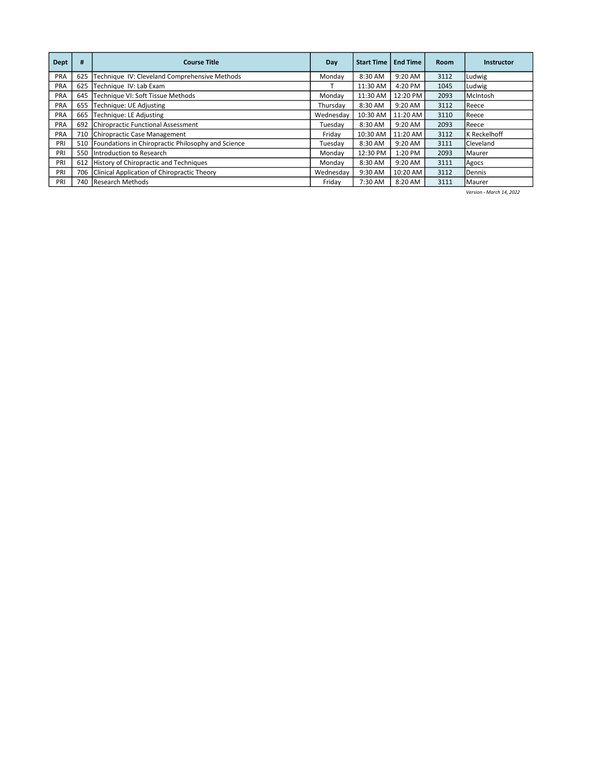| Dept | # | Course Title | Day | Start Time | End Time | Room | Instructor |
| --- | --- | --- | --- | --- | --- | --- | --- |
| PRA | 625 | Technique IV: Cleveland Comprehensive Methods | Monday | 8:30 AM | 9:20 AM | 3112 | Ludwig |
| PRA | 625 | Technique IV: Lab Exam | T | 11:30 AM | 4:20 PM | 1045 | Ludwig |
| PRA | 645 | Technique VI: Soft Tissue Methods | Monday | 11:30 AM | 12:20 PM | 2093 | McIntosh |
| PRA | 655 | Technique: UE Adjusting | Thursday | 8:30 AM | 9:20 AM | 3112 | Reece |
| PRA | 665 | Technique: LE Adjusting | Wednesday | 10:30 AM | 11:20 AM | 3110 | Reece |
| PRA | 692 | Chiropractic Functional Assessment | Tuesday | 8:30 AM | 9:20 AM | 2093 | Reece |
| PRA | 710 | Chiropractic Case Management | Friday | 10:30 AM | 11:20 AM | 3112 | K Reckelhoff |
| PRI | 510 | Foundations in Chiropractic Philosophy and Science | Tuesday | 8:30 AM | 9:20 AM | 3111 | Cleveland |
| PRI | 550 | Introduction to Research | Monday | 12:30 PM | 1:20 PM | 2093 | Maurer |
| PRI | 612 | History of Chiropractic and Techniques | Monday | 8:30 AM | 9:20 AM | 3111 | Agocs |
| PRI | 706 | Clinical Application of Chiropractic Theory | Wednesday | 9:30 AM | 10:20 AM | 3112 | Dennis |
| PRI | 740 | Research Methods | Friday | 7:30 AM | 8:20 AM | 3111 | Maurer |

*Version - March 14, 2022*